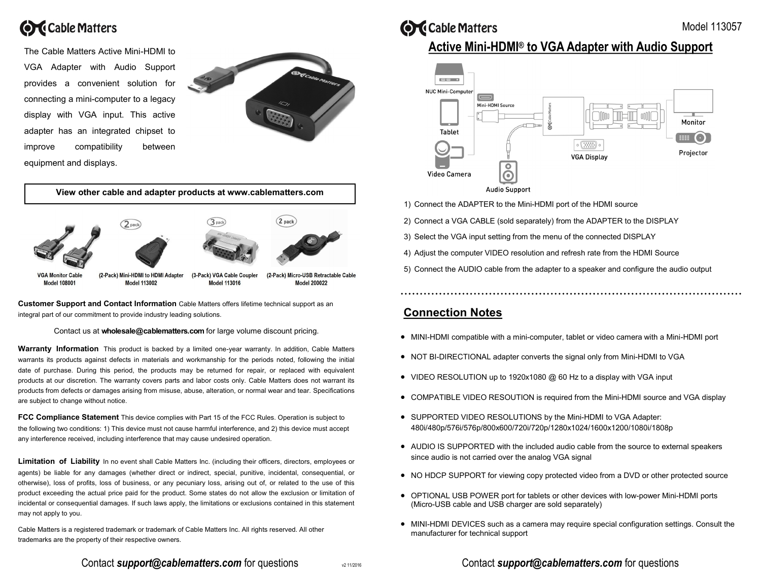# Cable Matters

The Cable Matters Active Mini-HDMI to VGA Adapter with Audio Support provides a convenient solution for connecting a mini-computer to a legacy display with VGA input. This active adapter has an integrated chipset to improve compatibility between equipment and displays.

**View other cable and adapter products at www.cablematters.com**

| VGA Monitor Cable Model 108001 | (2-Pack) Mini-HDMI to HDMI Adapter Model 113002 | (3-Pack) VGA Cable Coupler Model 113016 | (2-Pack) Micro-USB Retractable Cable Model 200022 |
|---|---|---|---|

**Customer Support and Contact Information** Cable Matters offers lifetime technical support as an integral part of our commitment to provide industry leading solutions.

Contact us at **wholesale@cablematters.com** for large volume discount pricing.

**Warranty Information** This product is backed by a limited one-year warranty. In addition, Cable Matters warrants its products against defects in materials and workmanship for the periods noted, following the initial date of purchase. During this period, the products may be returned for repair, or replaced with equivalent products at our discretion. The warranty covers parts and labor costs only. Cable Matters does not warrant its products from defects or damages arising from misuse, abuse, alteration, or normal wear and tear. Specifications are subject to change without notice.

**FCC Compliance Statement** This device complies with Part 15 of the FCC Rules. Operation is subject to the following two conditions: 1) This device must not cause harmful interference, and 2) this device must accept any interference received, including interference that may cause undesired operation.

**Limitation of Liability** In no event shall Cable Matters Inc. (including their officers, directors, employees or agents) be liable for any damages (whether direct or indirect, special, punitive, incidental, consequential, or otherwise), loss of profits, loss of business, or any pecuniary loss, arising out of, or related to the use of this product exceeding the actual price paid for the product. Some states do not allow the exclusion or limitation of incidental or consequential damages. If such laws apply, the limitations or exclusions contained in this statement may not apply to you.

Cable Matters is a registered trademark or trademark of Cable Matters Inc. All rights reserved. All other trademarks are the property of their respective owners.

Contact ***support@cablematters.com*** for questions

v2 11/2016

# Cable Matters

Model 113057

## Active Mini-HDMI® to VGA Adapter with Audio Support

NUC Mini-Computer, Tablet, Video Camera — Mini-HDMI Source — VGA Display — Monitor, Projector — Audio Support

1) Connect the ADAPTER to the Mini-HDMI port of the HDMI source
2) Connect a VGA CABLE (sold separately) from the ADAPTER to the DISPLAY
3) Select the VGA input setting from the menu of the connected DISPLAY
4) Adjust the computer VIDEO resolution and refresh rate from the HDMI Source
5) Connect the AUDIO cable from the adapter to a speaker and configure the audio output

## Connection Notes

- MINI-HDMI compatible with a mini-computer, tablet or video camera with a Mini-HDMI port
- NOT BI-DIRECTIONAL adapter converts the signal only from Mini-HDMI to VGA
- VIDEO RESOLUTION up to 1920x1080 @ 60 Hz to a display with VGA input
- COMPATIBLE VIDEO RESOUTION is required from the Mini-HDMI source and VGA display
- SUPPORTED VIDEO RESOLUTIONS by the Mini-HDMI to VGA Adapter: 480i/480p/576i/576p/800x600/720i/720p/1280x1024/1600x1200/1080i/1808p
- AUDIO IS SUPPORTED with the included audio cable from the source to external speakers since audio is not carried over the analog VGA signal
- NO HDCP SUPPORT for viewing copy protected video from a DVD or other protected source
- OPTIONAL USB POWER port for tablets or other devices with low-power Mini-HDMI ports (Micro-USB cable and USB charger are sold separately)
- MINI-HDMI DEVICES such as a camera may require special configuration settings. Consult the manufacturer for technical support

Contact ***support@cablematters.com*** for questions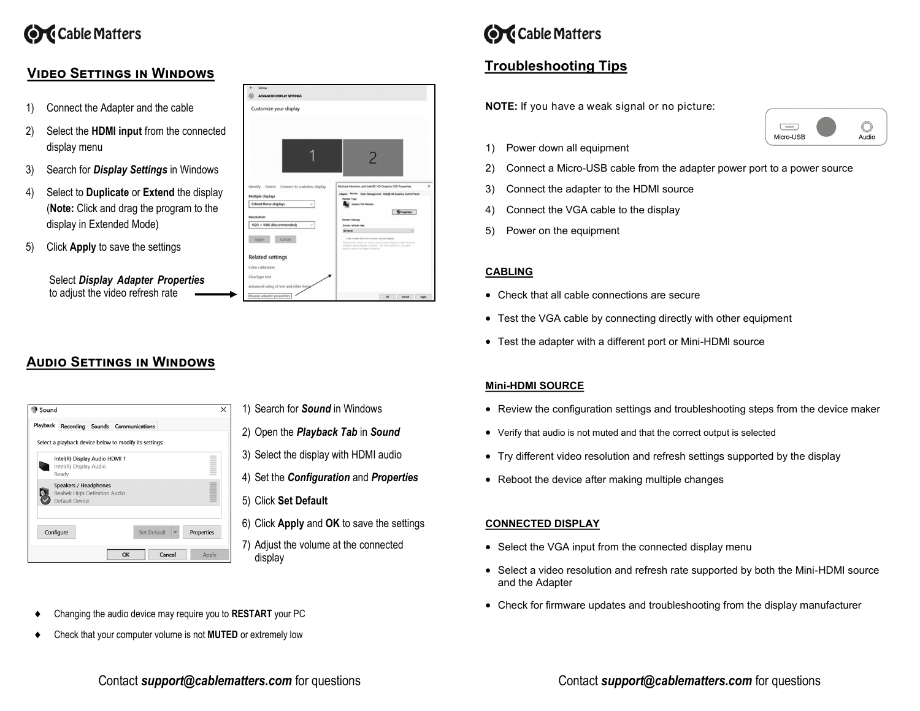## Video Settings in Windows

1) Connect the Adapter and the cable
2) Select the **HDMI input** from the connected display menu
3) Search for ***Display Settings*** in Windows
4) Select to **Duplicate** or **Extend** the display (**Note:** Click and drag the program to the display in Extended Mode)
5) Click **Apply** to save the settings

Select ***Display Adapter Properties*** to adjust the video refresh rate

## Audio Settings in Windows

1) Search for ***Sound*** in Windows
2) Open the ***Playback Tab*** in ***Sound***
3) Select the display with HDMI audio
4) Set the ***Configuration*** and ***Properties***
5) Click **Set Default**
6) Click **Apply** and **OK** to save the settings
7) Adjust the volume at the connected display

- Changing the audio device may require you to **RESTART** your PC
- Check that your computer volume is not **MUTED** or extremely low

Contact ***support@cablematters.com*** for questions

## Troubleshooting Tips

**NOTE:** If you have a weak signal or no picture:

Micro-USB    Audio

1) Power down all equipment
2) Connect a Micro-USB cable from the adapter power port to a power source
3) Connect the adapter to the HDMI source
4) Connect the VGA cable to the display
5) Power on the equipment

### CABLING

- Check that all cable connections are secure
- Test the VGA cable by connecting directly with other equipment
- Test the adapter with a different port or Mini-HDMI source

### Mini-HDMI SOURCE

- Review the configuration settings and troubleshooting steps from the device maker
- Verify that audio is not muted and that the correct output is selected
- Try different video resolution and refresh settings supported by the display
- Reboot the device after making multiple changes

### CONNECTED DISPLAY

- Select the VGA input from the connected display menu
- Select a video resolution and refresh rate supported by both the Mini-HDMI source and the Adapter
- Check for firmware updates and troubleshooting from the display manufacturer

Contact ***support@cablematters.com*** for questions